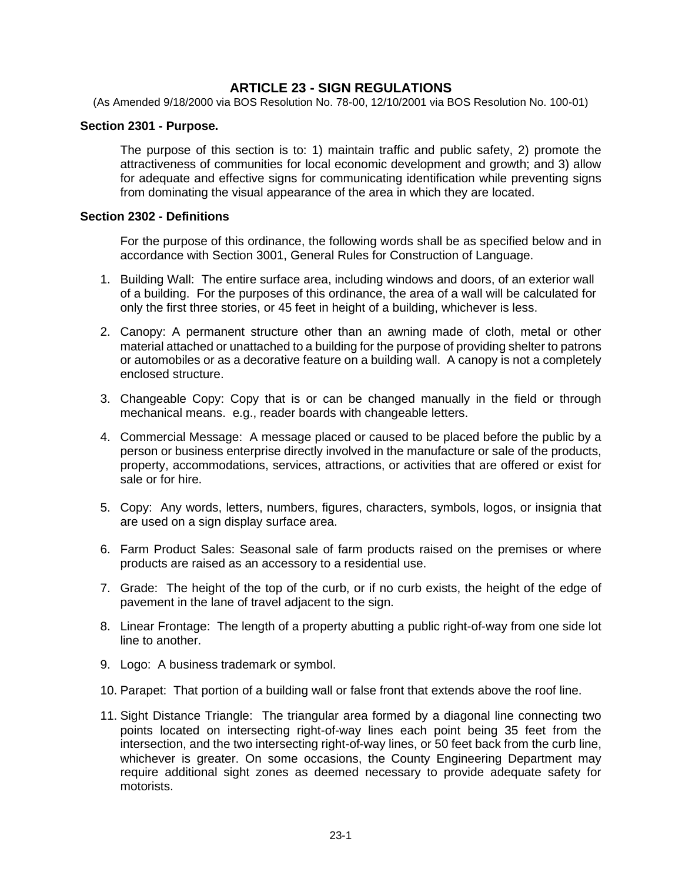# ARTICLE 23 - SIGN REGULATIONS

(As Amended 9/18/2000 via BOS Resolution No. 78-00, 12/10/2001 via BOS Resolution No. 100-01)

**Section 2301 - Purpose.**

The purpose of this section is to: 1) maintain traffic and public safety, 2) promote the attractiveness of communities for local economic development and growth; and 3) allow for adequate and effective signs for communicating identification while preventing signs from dominating the visual appearance of the area in which they are located.

**Section 2302 - Definitions**

For the purpose of this ordinance, the following words shall be as specified below and in accordance with Section 3001, General Rules for Construction of Language.

1. Building Wall: The entire surface area, including windows and doors, of an exterior wall of a building. For the purposes of this ordinance, the area of a wall will be calculated for only the first three stories, or 45 feet in height of a building, whichever is less.
2. Canopy: A permanent structure other than an awning made of cloth, metal or other material attached or unattached to a building for the purpose of providing shelter to patrons or automobiles or as a decorative feature on a building wall. A canopy is not a completely enclosed structure.
3. Changeable Copy: Copy that is or can be changed manually in the field or through mechanical means. e.g., reader boards with changeable letters.
4. Commercial Message: A message placed or caused to be placed before the public by a person or business enterprise directly involved in the manufacture or sale of the products, property, accommodations, services, attractions, or activities that are offered or exist for sale or for hire.
5. Copy: Any words, letters, numbers, figures, characters, symbols, logos, or insignia that are used on a sign display surface area.
6. Farm Product Sales: Seasonal sale of farm products raised on the premises or where products are raised as an accessory to a residential use.
7. Grade: The height of the top of the curb, or if no curb exists, the height of the edge of pavement in the lane of travel adjacent to the sign.
8. Linear Frontage: The length of a property abutting a public right-of-way from one side lot line to another.
9. Logo: A business trademark or symbol.
10. Parapet: That portion of a building wall or false front that extends above the roof line.
11. Sight Distance Triangle: The triangular area formed by a diagonal line connecting two points located on intersecting right-of-way lines each point being 35 feet from the intersection, and the two intersecting right-of-way lines, or 50 feet back from the curb line, whichever is greater. On some occasions, the County Engineering Department may require additional sight zones as deemed necessary to provide adequate safety for motorists.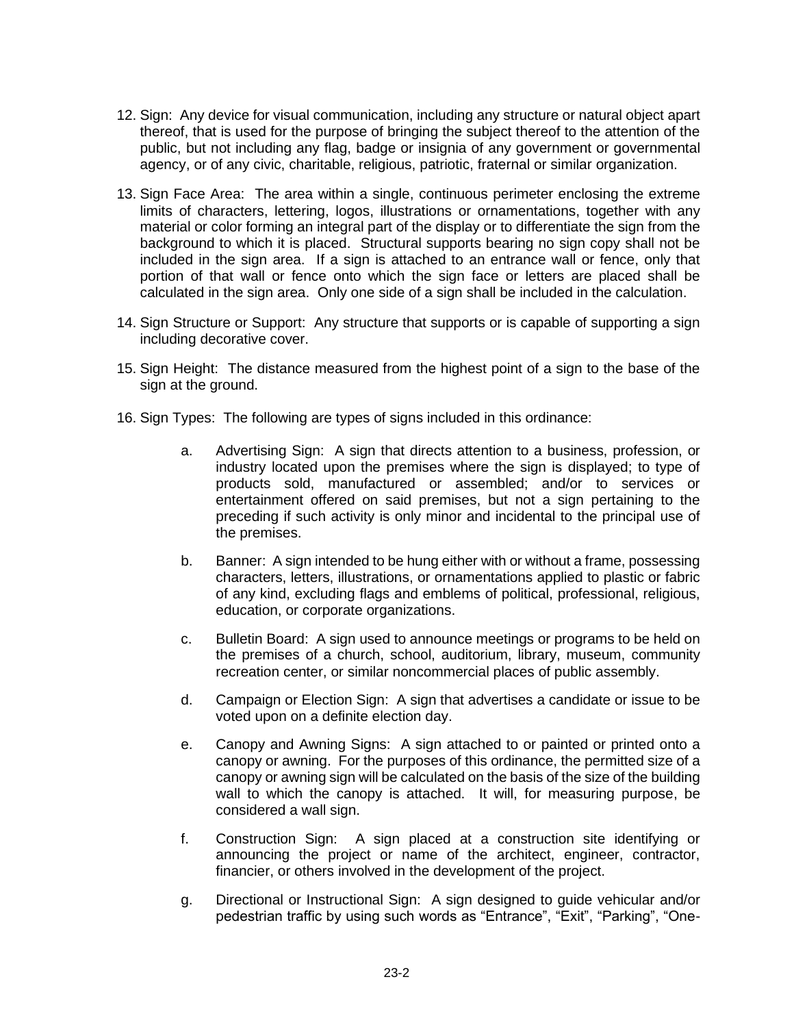12. Sign: Any device for visual communication, including any structure or natural object apart thereof, that is used for the purpose of bringing the subject thereof to the attention of the public, but not including any flag, badge or insignia of any government or governmental agency, or of any civic, charitable, religious, patriotic, fraternal or similar organization.

13. Sign Face Area: The area within a single, continuous perimeter enclosing the extreme limits of characters, lettering, logos, illustrations or ornamentations, together with any material or color forming an integral part of the display or to differentiate the sign from the background to which it is placed. Structural supports bearing no sign copy shall not be included in the sign area. If a sign is attached to an entrance wall or fence, only that portion of that wall or fence onto which the sign face or letters are placed shall be calculated in the sign area. Only one side of a sign shall be included in the calculation.

14. Sign Structure or Support: Any structure that supports or is capable of supporting a sign including decorative cover.

15. Sign Height: The distance measured from the highest point of a sign to the base of the sign at the ground.

16. Sign Types: The following are types of signs included in this ordinance:

    a. Advertising Sign: A sign that directs attention to a business, profession, or industry located upon the premises where the sign is displayed; to type of products sold, manufactured or assembled; and/or to services or entertainment offered on said premises, but not a sign pertaining to the preceding if such activity is only minor and incidental to the principal use of the premises.

    b. Banner: A sign intended to be hung either with or without a frame, possessing characters, letters, illustrations, or ornamentations applied to plastic or fabric of any kind, excluding flags and emblems of political, professional, religious, education, or corporate organizations.

    c. Bulletin Board: A sign used to announce meetings or programs to be held on the premises of a church, school, auditorium, library, museum, community recreation center, or similar noncommercial places of public assembly.

    d. Campaign or Election Sign: A sign that advertises a candidate or issue to be voted upon on a definite election day.

    e. Canopy and Awning Signs: A sign attached to or painted or printed onto a canopy or awning. For the purposes of this ordinance, the permitted size of a canopy or awning sign will be calculated on the basis of the size of the building wall to which the canopy is attached. It will, for measuring purpose, be considered a wall sign.

    f. Construction Sign: A sign placed at a construction site identifying or announcing the project or name of the architect, engineer, contractor, financier, or others involved in the development of the project.

    g. Directional or Instructional Sign: A sign designed to guide vehicular and/or pedestrian traffic by using such words as "Entrance", "Exit", "Parking", "One-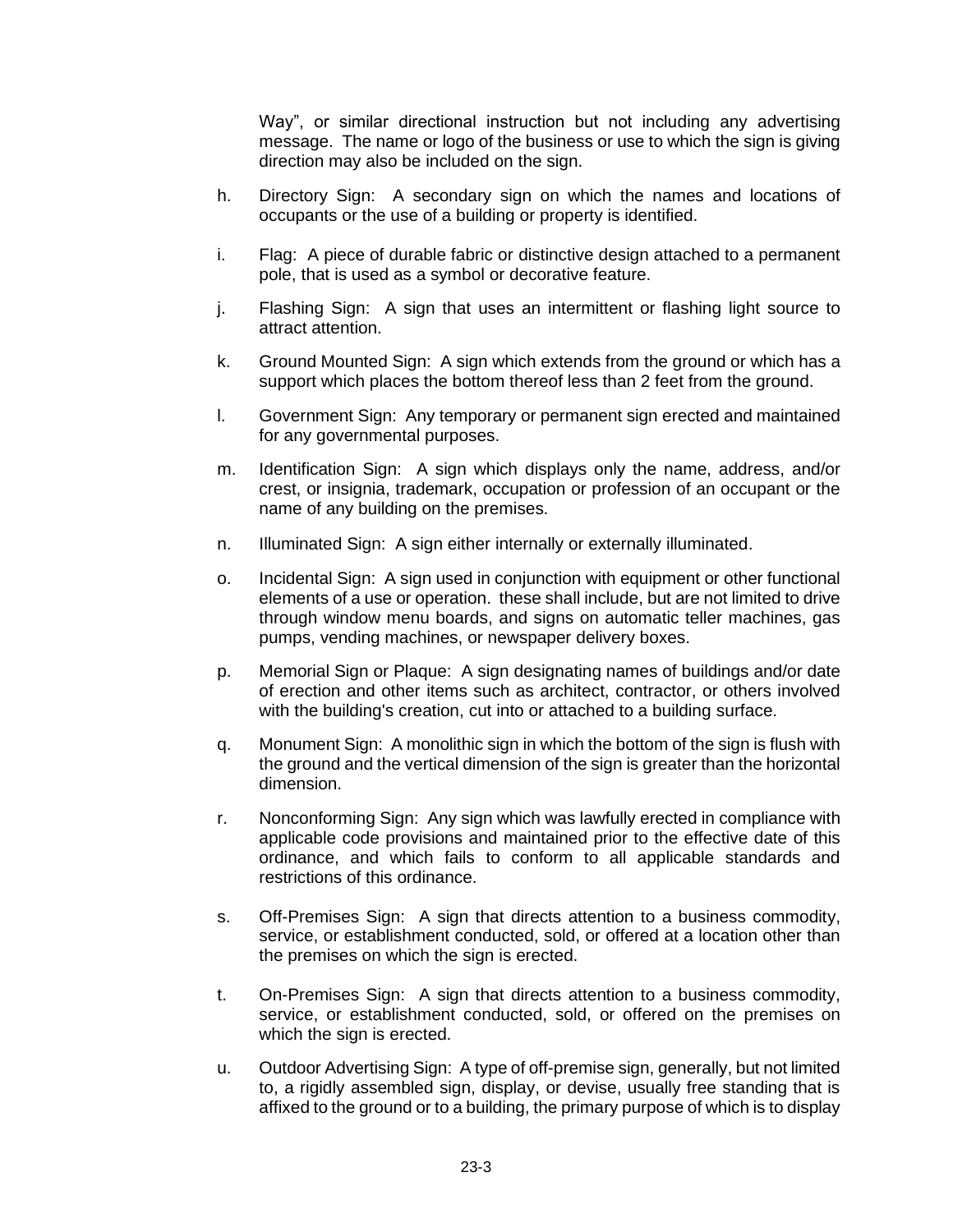Way", or similar directional instruction but not including any advertising message. The name or logo of the business or use to which the sign is giving direction may also be included on the sign.

h. Directory Sign: A secondary sign on which the names and locations of occupants or the use of a building or property is identified.

i. Flag: A piece of durable fabric or distinctive design attached to a permanent pole, that is used as a symbol or decorative feature.

j. Flashing Sign: A sign that uses an intermittent or flashing light source to attract attention.

k. Ground Mounted Sign: A sign which extends from the ground or which has a support which places the bottom thereof less than 2 feet from the ground.

l. Government Sign: Any temporary or permanent sign erected and maintained for any governmental purposes.

m. Identification Sign: A sign which displays only the name, address, and/or crest, or insignia, trademark, occupation or profession of an occupant or the name of any building on the premises.

n. Illuminated Sign: A sign either internally or externally illuminated.

o. Incidental Sign: A sign used in conjunction with equipment or other functional elements of a use or operation. these shall include, but are not limited to drive through window menu boards, and signs on automatic teller machines, gas pumps, vending machines, or newspaper delivery boxes.

p. Memorial Sign or Plaque: A sign designating names of buildings and/or date of erection and other items such as architect, contractor, or others involved with the building's creation, cut into or attached to a building surface.

q. Monument Sign: A monolithic sign in which the bottom of the sign is flush with the ground and the vertical dimension of the sign is greater than the horizontal dimension.

r. Nonconforming Sign: Any sign which was lawfully erected in compliance with applicable code provisions and maintained prior to the effective date of this ordinance, and which fails to conform to all applicable standards and restrictions of this ordinance.

s. Off-Premises Sign: A sign that directs attention to a business commodity, service, or establishment conducted, sold, or offered at a location other than the premises on which the sign is erected.

t. On-Premises Sign: A sign that directs attention to a business commodity, service, or establishment conducted, sold, or offered on the premises on which the sign is erected.

u. Outdoor Advertising Sign: A type of off-premise sign, generally, but not limited to, a rigidly assembled sign, display, or devise, usually free standing that is affixed to the ground or to a building, the primary purpose of which is to display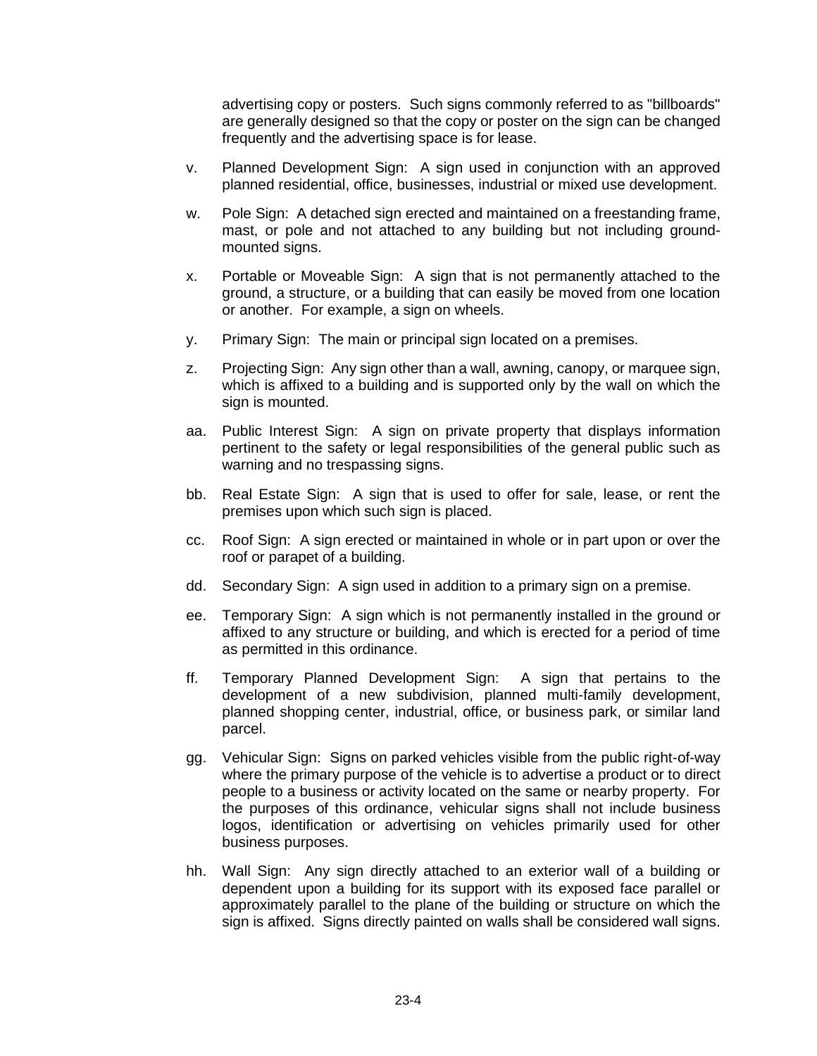advertising copy or posters. Such signs commonly referred to as "billboards" are generally designed so that the copy or poster on the sign can be changed frequently and the advertising space is for lease.

v. Planned Development Sign: A sign used in conjunction with an approved planned residential, office, businesses, industrial or mixed use development.

w. Pole Sign: A detached sign erected and maintained on a freestanding frame, mast, or pole and not attached to any building but not including ground-mounted signs.

x. Portable or Moveable Sign: A sign that is not permanently attached to the ground, a structure, or a building that can easily be moved from one location or another. For example, a sign on wheels.

y. Primary Sign: The main or principal sign located on a premises.

z. Projecting Sign: Any sign other than a wall, awning, canopy, or marquee sign, which is affixed to a building and is supported only by the wall on which the sign is mounted.

aa. Public Interest Sign: A sign on private property that displays information pertinent to the safety or legal responsibilities of the general public such as warning and no trespassing signs.

bb. Real Estate Sign: A sign that is used to offer for sale, lease, or rent the premises upon which such sign is placed.

cc. Roof Sign: A sign erected or maintained in whole or in part upon or over the roof or parapet of a building.

dd. Secondary Sign: A sign used in addition to a primary sign on a premise.

ee. Temporary Sign: A sign which is not permanently installed in the ground or affixed to any structure or building, and which is erected for a period of time as permitted in this ordinance.

ff. Temporary Planned Development Sign: A sign that pertains to the development of a new subdivision, planned multi-family development, planned shopping center, industrial, office, or business park, or similar land parcel.

gg. Vehicular Sign: Signs on parked vehicles visible from the public right-of-way where the primary purpose of the vehicle is to advertise a product or to direct people to a business or activity located on the same or nearby property. For the purposes of this ordinance, vehicular signs shall not include business logos, identification or advertising on vehicles primarily used for other business purposes.

hh. Wall Sign: Any sign directly attached to an exterior wall of a building or dependent upon a building for its support with its exposed face parallel or approximately parallel to the plane of the building or structure on which the sign is affixed. Signs directly painted on walls shall be considered wall signs.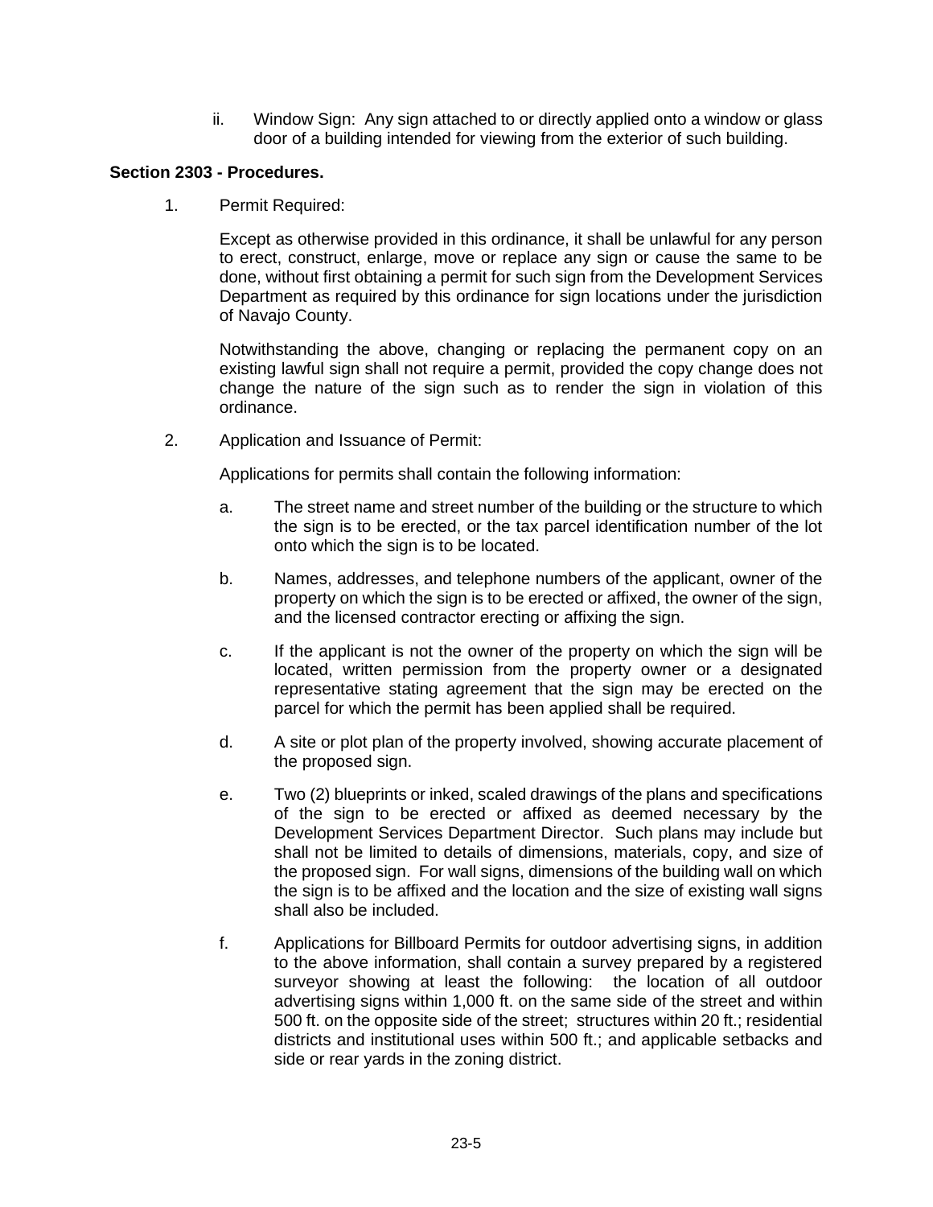ii. Window Sign: Any sign attached to or directly applied onto a window or glass door of a building intended for viewing from the exterior of such building.

**Section 2303 - Procedures.**

1. Permit Required:

   Except as otherwise provided in this ordinance, it shall be unlawful for any person to erect, construct, enlarge, move or replace any sign or cause the same to be done, without first obtaining a permit for such sign from the Development Services Department as required by this ordinance for sign locations under the jurisdiction of Navajo County.

   Notwithstanding the above, changing or replacing the permanent copy on an existing lawful sign shall not require a permit, provided the copy change does not change the nature of the sign such as to render the sign in violation of this ordinance.

2. Application and Issuance of Permit:

   Applications for permits shall contain the following information:

   a. The street name and street number of the building or the structure to which the sign is to be erected, or the tax parcel identification number of the lot onto which the sign is to be located.

   b. Names, addresses, and telephone numbers of the applicant, owner of the property on which the sign is to be erected or affixed, the owner of the sign, and the licensed contractor erecting or affixing the sign.

   c. If the applicant is not the owner of the property on which the sign will be located, written permission from the property owner or a designated representative stating agreement that the sign may be erected on the parcel for which the permit has been applied shall be required.

   d. A site or plot plan of the property involved, showing accurate placement of the proposed sign.

   e. Two (2) blueprints or inked, scaled drawings of the plans and specifications of the sign to be erected or affixed as deemed necessary by the Development Services Department Director. Such plans may include but shall not be limited to details of dimensions, materials, copy, and size of the proposed sign. For wall signs, dimensions of the building wall on which the sign is to be affixed and the location and the size of existing wall signs shall also be included.

   f. Applications for Billboard Permits for outdoor advertising signs, in addition to the above information, shall contain a survey prepared by a registered surveyor showing at least the following: the location of all outdoor advertising signs within 1,000 ft. on the same side of the street and within 500 ft. on the opposite side of the street; structures within 20 ft.; residential districts and institutional uses within 500 ft.; and applicable setbacks and side or rear yards in the zoning district.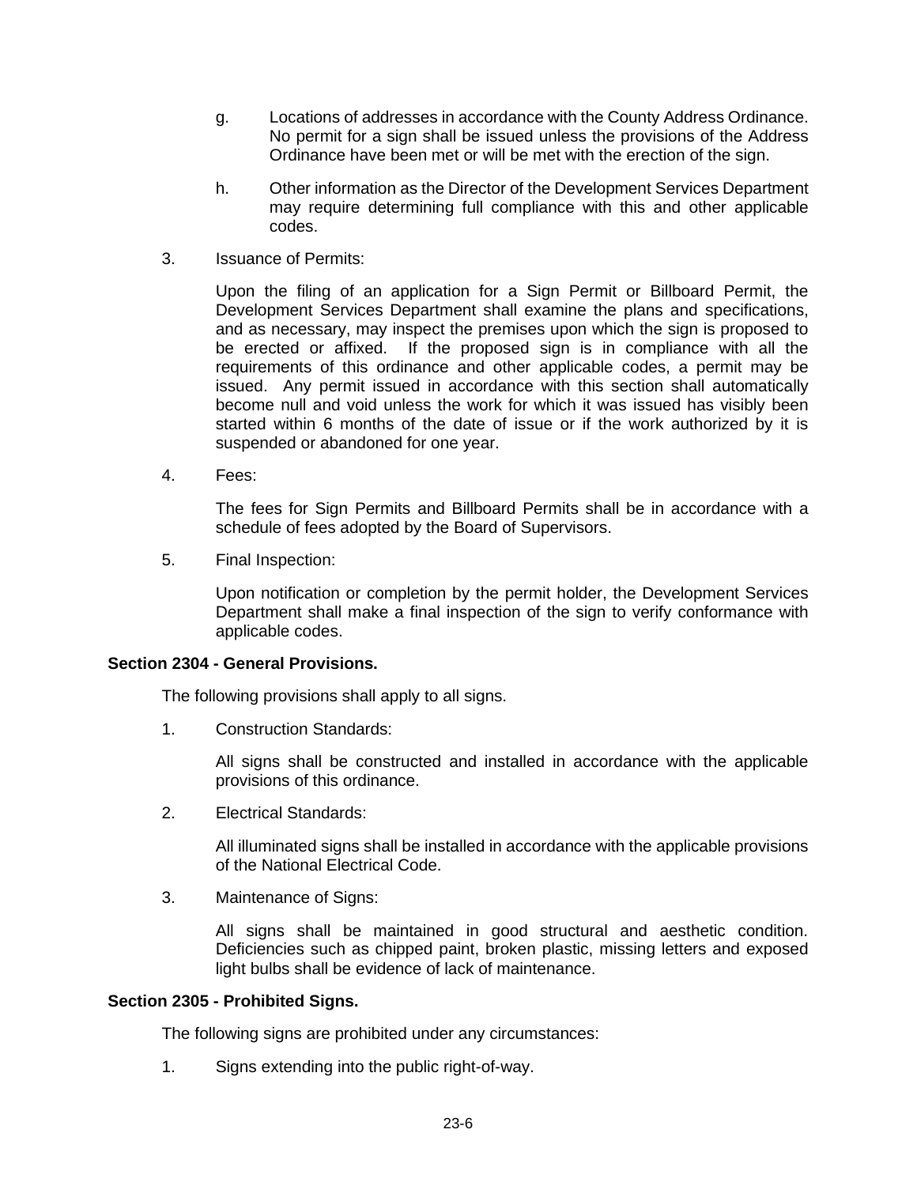g. Locations of addresses in accordance with the County Address Ordinance. No permit for a sign shall be issued unless the provisions of the Address Ordinance have been met or will be met with the erection of the sign.

h. Other information as the Director of the Development Services Department may require determining full compliance with this and other applicable codes.

3. Issuance of Permits:

   Upon the filing of an application for a Sign Permit or Billboard Permit, the Development Services Department shall examine the plans and specifications, and as necessary, may inspect the premises upon which the sign is proposed to be erected or affixed. If the proposed sign is in compliance with all the requirements of this ordinance and other applicable codes, a permit may be issued. Any permit issued in accordance with this section shall automatically become null and void unless the work for which it was issued has visibly been started within 6 months of the date of issue or if the work authorized by it is suspended or abandoned for one year.

4. Fees:

   The fees for Sign Permits and Billboard Permits shall be in accordance with a schedule of fees adopted by the Board of Supervisors.

5. Final Inspection:

   Upon notification or completion by the permit holder, the Development Services Department shall make a final inspection of the sign to verify conformance with applicable codes.

**Section 2304 - General Provisions.**

The following provisions shall apply to all signs.

1. Construction Standards:

   All signs shall be constructed and installed in accordance with the applicable provisions of this ordinance.

2. Electrical Standards:

   All illuminated signs shall be installed in accordance with the applicable provisions of the National Electrical Code.

3. Maintenance of Signs:

   All signs shall be maintained in good structural and aesthetic condition. Deficiencies such as chipped paint, broken plastic, missing letters and exposed light bulbs shall be evidence of lack of maintenance.

**Section 2305 - Prohibited Signs.**

The following signs are prohibited under any circumstances:

1. Signs extending into the public right-of-way.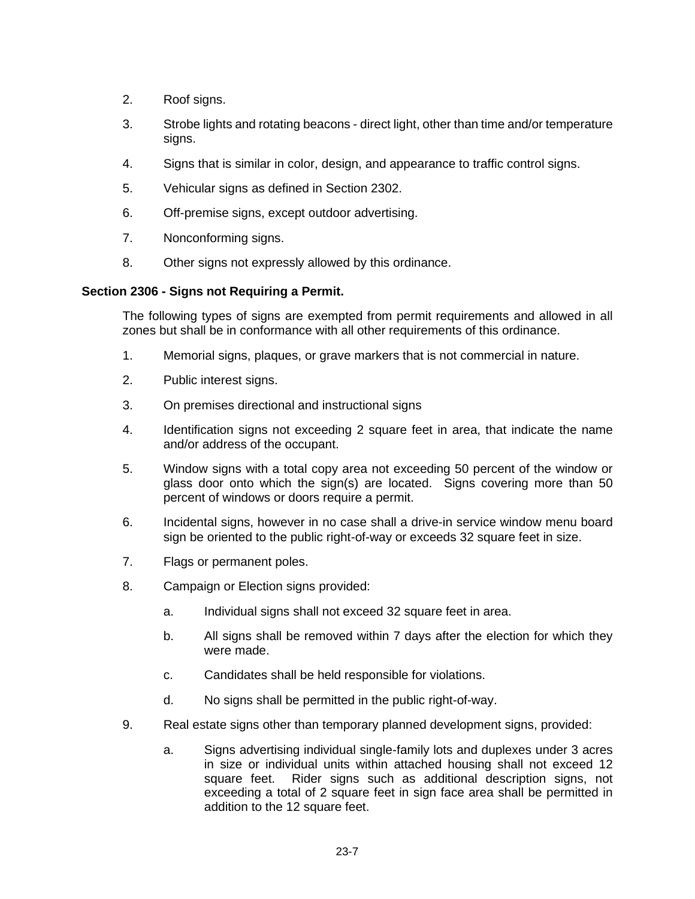2. Roof signs.

3. Strobe lights and rotating beacons - direct light, other than time and/or temperature signs.

4. Signs that is similar in color, design, and appearance to traffic control signs.

5. Vehicular signs as defined in Section 2302.

6. Off-premise signs, except outdoor advertising.

7. Nonconforming signs.

8. Other signs not expressly allowed by this ordinance.

**Section 2306 - Signs not Requiring a Permit.**

The following types of signs are exempted from permit requirements and allowed in all zones but shall be in conformance with all other requirements of this ordinance.

1. Memorial signs, plaques, or grave markers that is not commercial in nature.

2. Public interest signs.

3. On premises directional and instructional signs

4. Identification signs not exceeding 2 square feet in area, that indicate the name and/or address of the occupant.

5. Window signs with a total copy area not exceeding 50 percent of the window or glass door onto which the sign(s) are located. Signs covering more than 50 percent of windows or doors require a permit.

6. Incidental signs, however in no case shall a drive-in service window menu board sign be oriented to the public right-of-way or exceeds 32 square feet in size.

7. Flags or permanent poles.

8. Campaign or Election signs provided:

   a. Individual signs shall not exceed 32 square feet in area.

   b. All signs shall be removed within 7 days after the election for which they were made.

   c. Candidates shall be held responsible for violations.

   d. No signs shall be permitted in the public right-of-way.

9. Real estate signs other than temporary planned development signs, provided:

   a. Signs advertising individual single-family lots and duplexes under 3 acres in size or individual units within attached housing shall not exceed 12 square feet. Rider signs such as additional description signs, not exceeding a total of 2 square feet in sign face area shall be permitted in addition to the 12 square feet.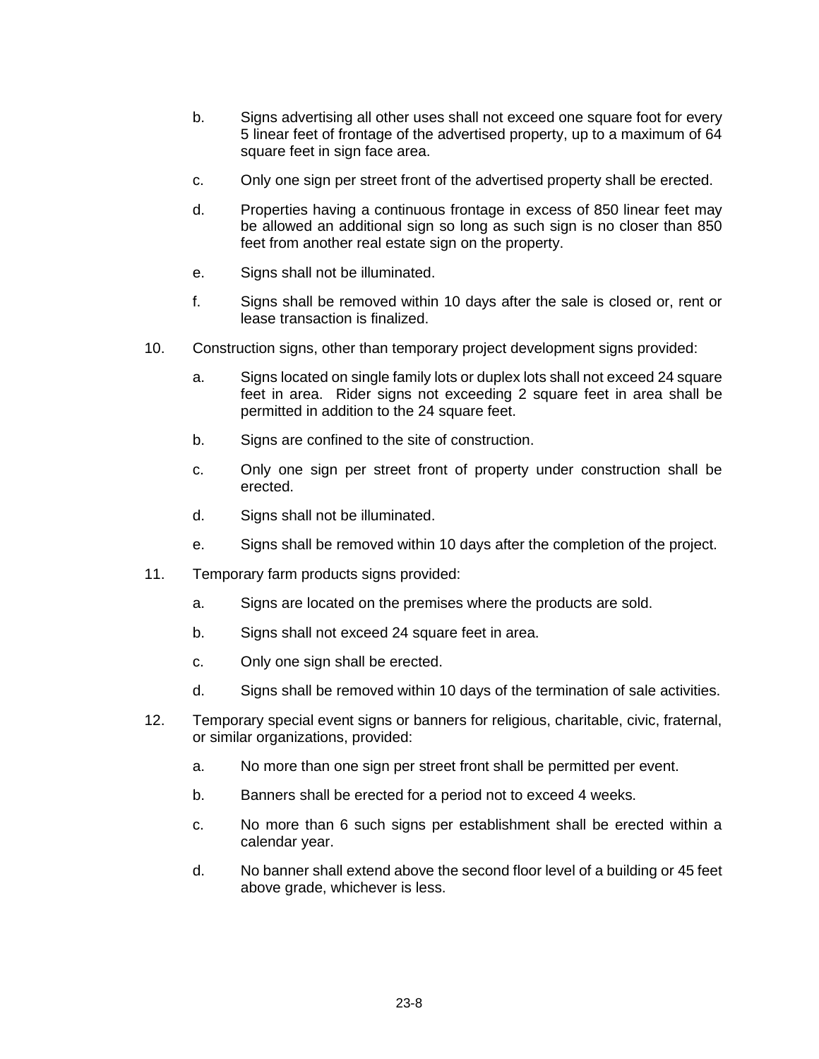b. Signs advertising all other uses shall not exceed one square foot for every 5 linear feet of frontage of the advertised property, up to a maximum of 64 square feet in sign face area.

c. Only one sign per street front of the advertised property shall be erected.

d. Properties having a continuous frontage in excess of 850 linear feet may be allowed an additional sign so long as such sign is no closer than 850 feet from another real estate sign on the property.

e. Signs shall not be illuminated.

f. Signs shall be removed within 10 days after the sale is closed or, rent or lease transaction is finalized.

10. Construction signs, other than temporary project development signs provided:

    a. Signs located on single family lots or duplex lots shall not exceed 24 square feet in area. Rider signs not exceeding 2 square feet in area shall be permitted in addition to the 24 square feet.

    b. Signs are confined to the site of construction.

    c. Only one sign per street front of property under construction shall be erected.

    d. Signs shall not be illuminated.

    e. Signs shall be removed within 10 days after the completion of the project.

11. Temporary farm products signs provided:

    a. Signs are located on the premises where the products are sold.

    b. Signs shall not exceed 24 square feet in area.

    c. Only one sign shall be erected.

    d. Signs shall be removed within 10 days of the termination of sale activities.

12. Temporary special event signs or banners for religious, charitable, civic, fraternal, or similar organizations, provided:

    a. No more than one sign per street front shall be permitted per event.

    b. Banners shall be erected for a period not to exceed 4 weeks.

    c. No more than 6 such signs per establishment shall be erected within a calendar year.

    d. No banner shall extend above the second floor level of a building or 45 feet above grade, whichever is less.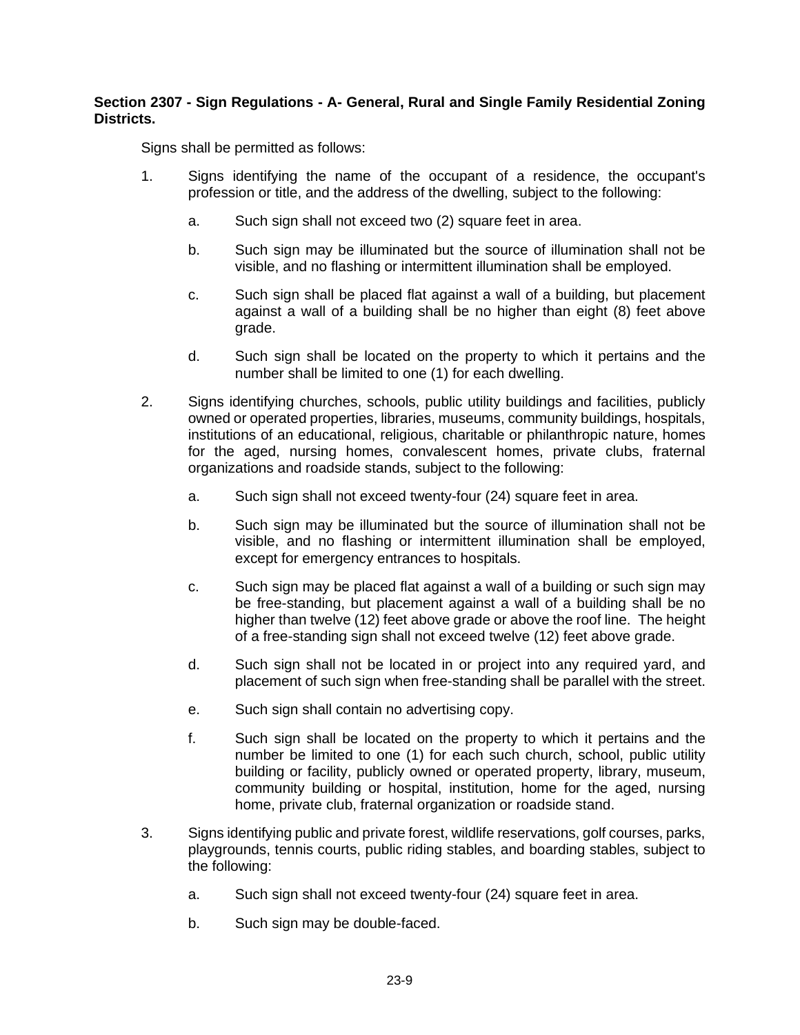**Section 2307 - Sign Regulations - A- General, Rural and Single Family Residential Zoning Districts.**

Signs shall be permitted as follows:

1. Signs identifying the name of the occupant of a residence, the occupant's profession or title, and the address of the dwelling, subject to the following:

   a. Such sign shall not exceed two (2) square feet in area.

   b. Such sign may be illuminated but the source of illumination shall not be visible, and no flashing or intermittent illumination shall be employed.

   c. Such sign shall be placed flat against a wall of a building, but placement against a wall of a building shall be no higher than eight (8) feet above grade.

   d. Such sign shall be located on the property to which it pertains and the number shall be limited to one (1) for each dwelling.

2. Signs identifying churches, schools, public utility buildings and facilities, publicly owned or operated properties, libraries, museums, community buildings, hospitals, institutions of an educational, religious, charitable or philanthropic nature, homes for the aged, nursing homes, convalescent homes, private clubs, fraternal organizations and roadside stands, subject to the following:

   a. Such sign shall not exceed twenty-four (24) square feet in area.

   b. Such sign may be illuminated but the source of illumination shall not be visible, and no flashing or intermittent illumination shall be employed, except for emergency entrances to hospitals.

   c. Such sign may be placed flat against a wall of a building or such sign may be free-standing, but placement against a wall of a building shall be no higher than twelve (12) feet above grade or above the roof line. The height of a free-standing sign shall not exceed twelve (12) feet above grade.

   d. Such sign shall not be located in or project into any required yard, and placement of such sign when free-standing shall be parallel with the street.

   e. Such sign shall contain no advertising copy.

   f. Such sign shall be located on the property to which it pertains and the number be limited to one (1) for each such church, school, public utility building or facility, publicly owned or operated property, library, museum, community building or hospital, institution, home for the aged, nursing home, private club, fraternal organization or roadside stand.

3. Signs identifying public and private forest, wildlife reservations, golf courses, parks, playgrounds, tennis courts, public riding stables, and boarding stables, subject to the following:

   a. Such sign shall not exceed twenty-four (24) square feet in area.

   b. Such sign may be double-faced.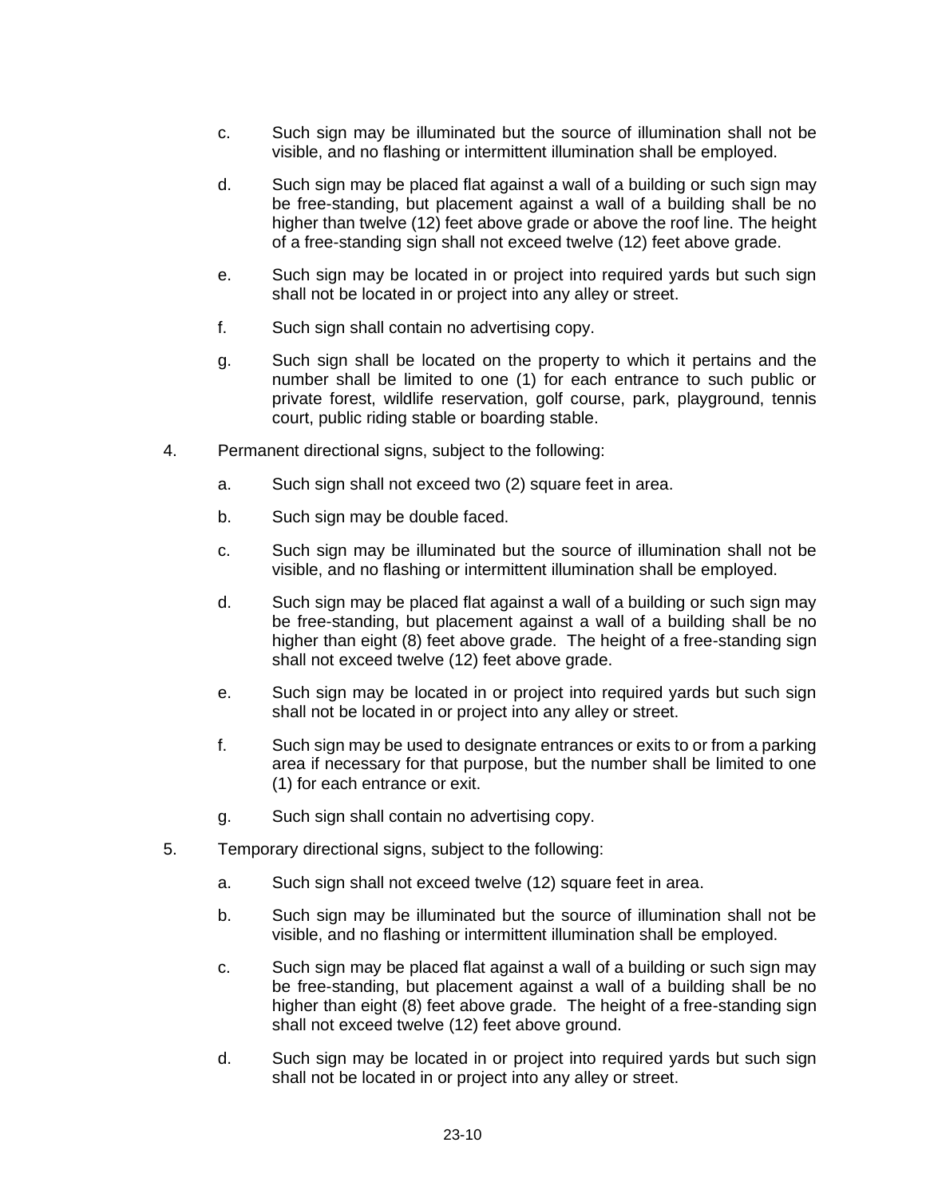c. Such sign may be illuminated but the source of illumination shall not be visible, and no flashing or intermittent illumination shall be employed.

d. Such sign may be placed flat against a wall of a building or such sign may be free-standing, but placement against a wall of a building shall be no higher than twelve (12) feet above grade or above the roof line. The height of a free-standing sign shall not exceed twelve (12) feet above grade.

e. Such sign may be located in or project into required yards but such sign shall not be located in or project into any alley or street.

f. Such sign shall contain no advertising copy.

g. Such sign shall be located on the property to which it pertains and the number shall be limited to one (1) for each entrance to such public or private forest, wildlife reservation, golf course, park, playground, tennis court, public riding stable or boarding stable.

4. Permanent directional signs, subject to the following:

a. Such sign shall not exceed two (2) square feet in area.

b. Such sign may be double faced.

c. Such sign may be illuminated but the source of illumination shall not be visible, and no flashing or intermittent illumination shall be employed.

d. Such sign may be placed flat against a wall of a building or such sign may be free-standing, but placement against a wall of a building shall be no higher than eight (8) feet above grade. The height of a free-standing sign shall not exceed twelve (12) feet above grade.

e. Such sign may be located in or project into required yards but such sign shall not be located in or project into any alley or street.

f. Such sign may be used to designate entrances or exits to or from a parking area if necessary for that purpose, but the number shall be limited to one (1) for each entrance or exit.

g. Such sign shall contain no advertising copy.

5. Temporary directional signs, subject to the following:

a. Such sign shall not exceed twelve (12) square feet in area.

b. Such sign may be illuminated but the source of illumination shall not be visible, and no flashing or intermittent illumination shall be employed.

c. Such sign may be placed flat against a wall of a building or such sign may be free-standing, but placement against a wall of a building shall be no higher than eight (8) feet above grade. The height of a free-standing sign shall not exceed twelve (12) feet above ground.

d. Such sign may be located in or project into required yards but such sign shall not be located in or project into any alley or street.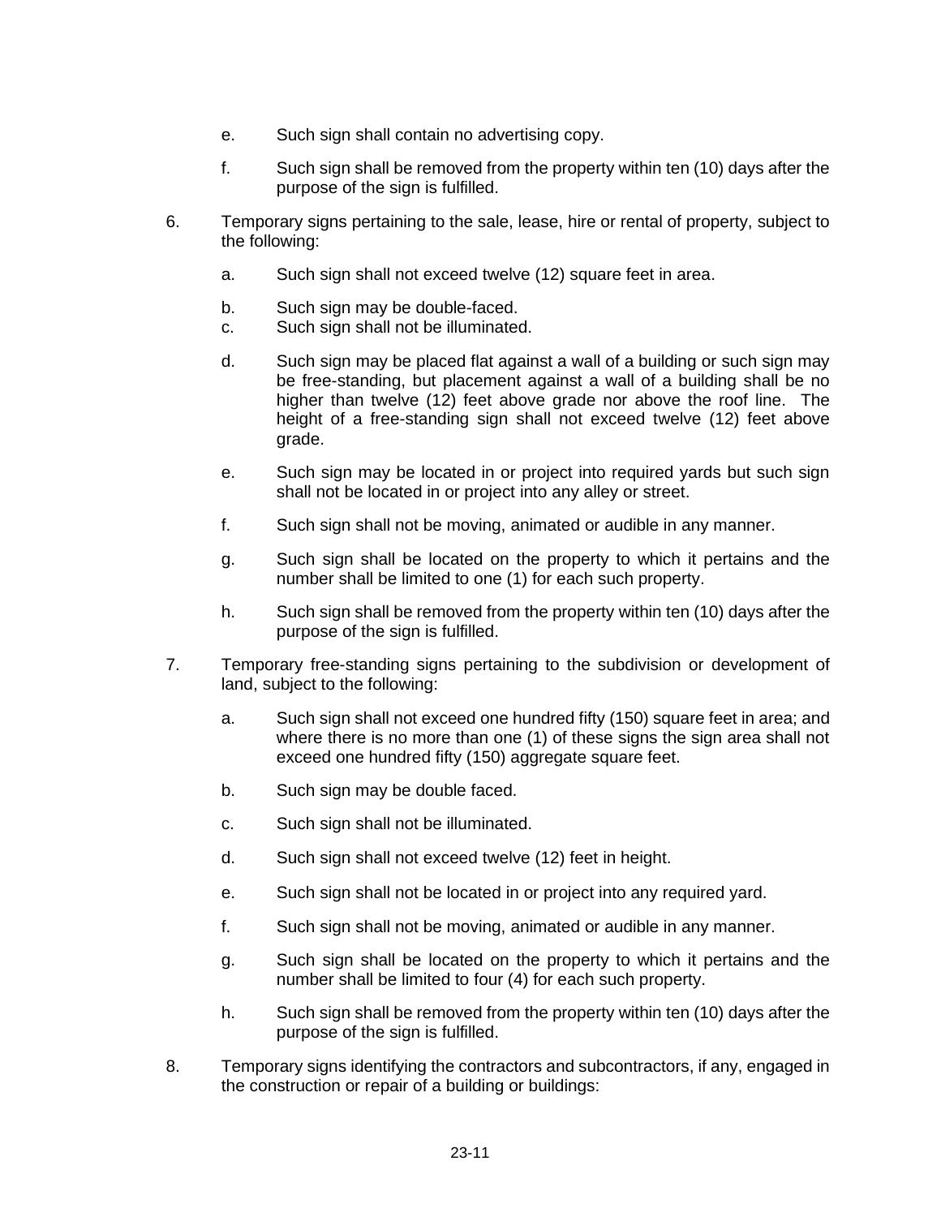e. Such sign shall contain no advertising copy.

f. Such sign shall be removed from the property within ten (10) days after the purpose of the sign is fulfilled.

6. Temporary signs pertaining to the sale, lease, hire or rental of property, subject to the following:

   a. Such sign shall not exceed twelve (12) square feet in area.

   b. Such sign may be double-faced.

   c. Such sign shall not be illuminated.

   d. Such sign may be placed flat against a wall of a building or such sign may be free-standing, but placement against a wall of a building shall be no higher than twelve (12) feet above grade nor above the roof line. The height of a free-standing sign shall not exceed twelve (12) feet above grade.

   e. Such sign may be located in or project into required yards but such sign shall not be located in or project into any alley or street.

   f. Such sign shall not be moving, animated or audible in any manner.

   g. Such sign shall be located on the property to which it pertains and the number shall be limited to one (1) for each such property.

   h. Such sign shall be removed from the property within ten (10) days after the purpose of the sign is fulfilled.

7. Temporary free-standing signs pertaining to the subdivision or development of land, subject to the following:

   a. Such sign shall not exceed one hundred fifty (150) square feet in area; and where there is no more than one (1) of these signs the sign area shall not exceed one hundred fifty (150) aggregate square feet.

   b. Such sign may be double faced.

   c. Such sign shall not be illuminated.

   d. Such sign shall not exceed twelve (12) feet in height.

   e. Such sign shall not be located in or project into any required yard.

   f. Such sign shall not be moving, animated or audible in any manner.

   g. Such sign shall be located on the property to which it pertains and the number shall be limited to four (4) for each such property.

   h. Such sign shall be removed from the property within ten (10) days after the purpose of the sign is fulfilled.

8. Temporary signs identifying the contractors and subcontractors, if any, engaged in the construction or repair of a building or buildings: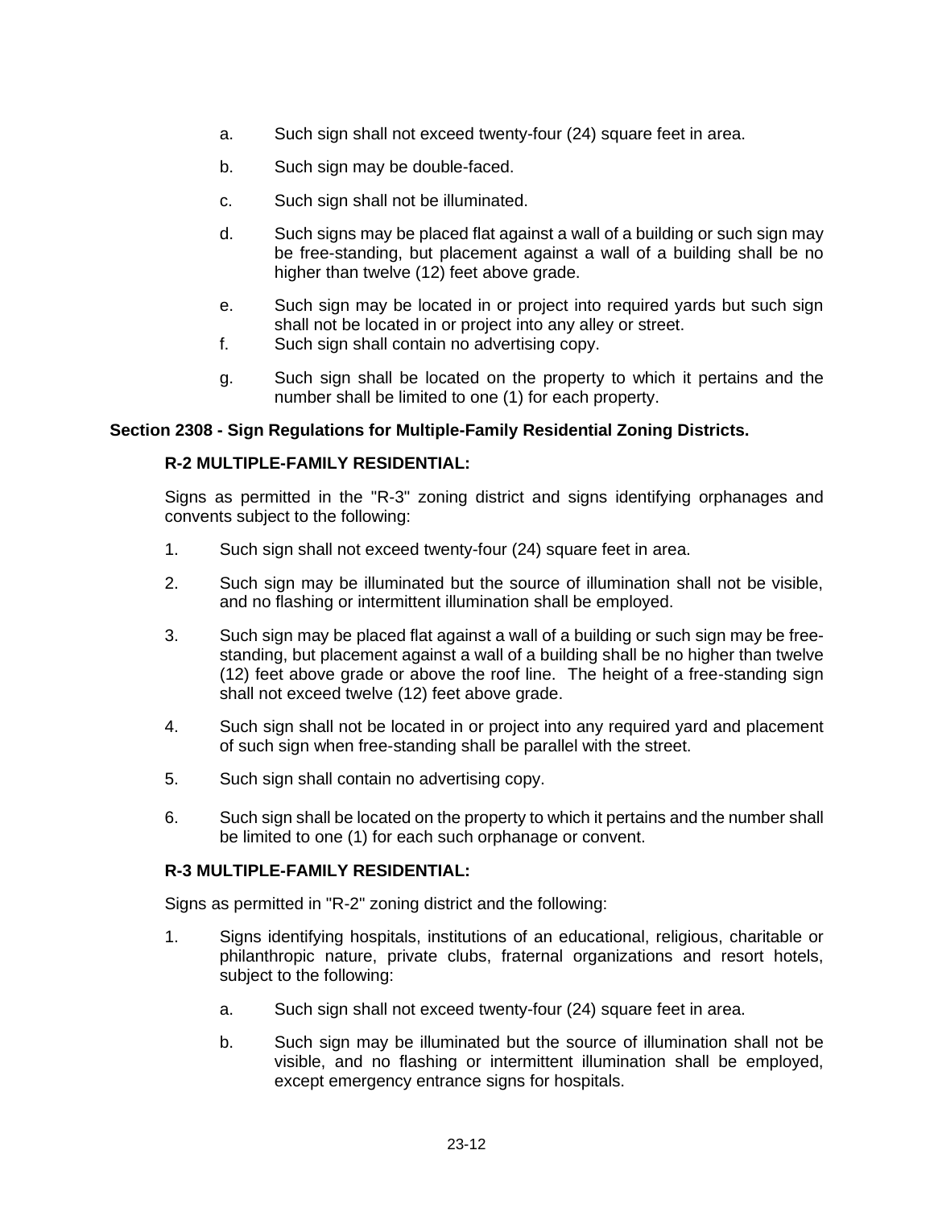a. Such sign shall not exceed twenty-four (24) square feet in area.

b. Such sign may be double-faced.

c. Such sign shall not be illuminated.

d. Such signs may be placed flat against a wall of a building or such sign may be free-standing, but placement against a wall of a building shall be no higher than twelve (12) feet above grade.

e. Such sign may be located in or project into required yards but such sign shall not be located in or project into any alley or street.

f. Such sign shall contain no advertising copy.

g. Such sign shall be located on the property to which it pertains and the number shall be limited to one (1) for each property.

**Section 2308 - Sign Regulations for Multiple-Family Residential Zoning Districts.**

**R-2 MULTIPLE-FAMILY RESIDENTIAL:**

Signs as permitted in the "R-3" zoning district and signs identifying orphanages and convents subject to the following:

1. Such sign shall not exceed twenty-four (24) square feet in area.

2. Such sign may be illuminated but the source of illumination shall not be visible, and no flashing or intermittent illumination shall be employed.

3. Such sign may be placed flat against a wall of a building or such sign may be free-standing, but placement against a wall of a building shall be no higher than twelve (12) feet above grade or above the roof line. The height of a free-standing sign shall not exceed twelve (12) feet above grade.

4. Such sign shall not be located in or project into any required yard and placement of such sign when free-standing shall be parallel with the street.

5. Such sign shall contain no advertising copy.

6. Such sign shall be located on the property to which it pertains and the number shall be limited to one (1) for each such orphanage or convent.

**R-3 MULTIPLE-FAMILY RESIDENTIAL:**

Signs as permitted in "R-2" zoning district and the following:

1. Signs identifying hospitals, institutions of an educational, religious, charitable or philanthropic nature, private clubs, fraternal organizations and resort hotels, subject to the following:

   a. Such sign shall not exceed twenty-four (24) square feet in area.

   b. Such sign may be illuminated but the source of illumination shall not be visible, and no flashing or intermittent illumination shall be employed, except emergency entrance signs for hospitals.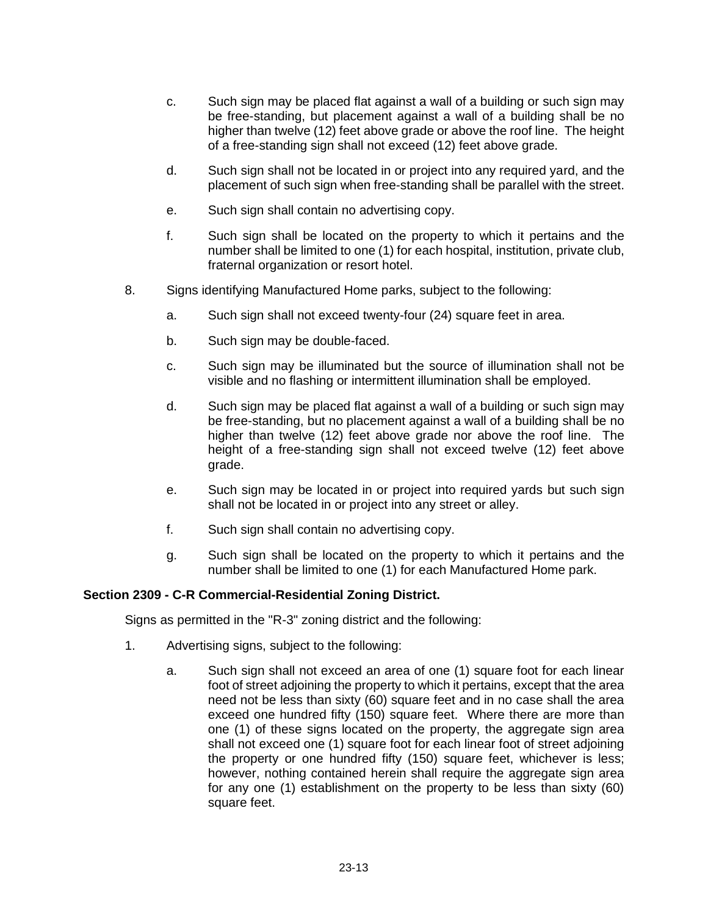c. Such sign may be placed flat against a wall of a building or such sign may be free-standing, but placement against a wall of a building shall be no higher than twelve (12) feet above grade or above the roof line. The height of a free-standing sign shall not exceed (12) feet above grade.

d. Such sign shall not be located in or project into any required yard, and the placement of such sign when free-standing shall be parallel with the street.

e. Such sign shall contain no advertising copy.

f. Such sign shall be located on the property to which it pertains and the number shall be limited to one (1) for each hospital, institution, private club, fraternal organization or resort hotel.

8. Signs identifying Manufactured Home parks, subject to the following:

   a. Such sign shall not exceed twenty-four (24) square feet in area.

   b. Such sign may be double-faced.

   c. Such sign may be illuminated but the source of illumination shall not be visible and no flashing or intermittent illumination shall be employed.

   d. Such sign may be placed flat against a wall of a building or such sign may be free-standing, but no placement against a wall of a building shall be no higher than twelve (12) feet above grade nor above the roof line. The height of a free-standing sign shall not exceed twelve (12) feet above grade.

   e. Such sign may be located in or project into required yards but such sign shall not be located in or project into any street or alley.

   f. Such sign shall contain no advertising copy.

   g. Such sign shall be located on the property to which it pertains and the number shall be limited to one (1) for each Manufactured Home park.

**Section 2309 - C-R Commercial-Residential Zoning District.**

Signs as permitted in the "R-3" zoning district and the following:

1. Advertising signs, subject to the following:

   a. Such sign shall not exceed an area of one (1) square foot for each linear foot of street adjoining the property to which it pertains, except that the area need not be less than sixty (60) square feet and in no case shall the area exceed one hundred fifty (150) square feet. Where there are more than one (1) of these signs located on the property, the aggregate sign area shall not exceed one (1) square foot for each linear foot of street adjoining the property or one hundred fifty (150) square feet, whichever is less; however, nothing contained herein shall require the aggregate sign area for any one (1) establishment on the property to be less than sixty (60) square feet.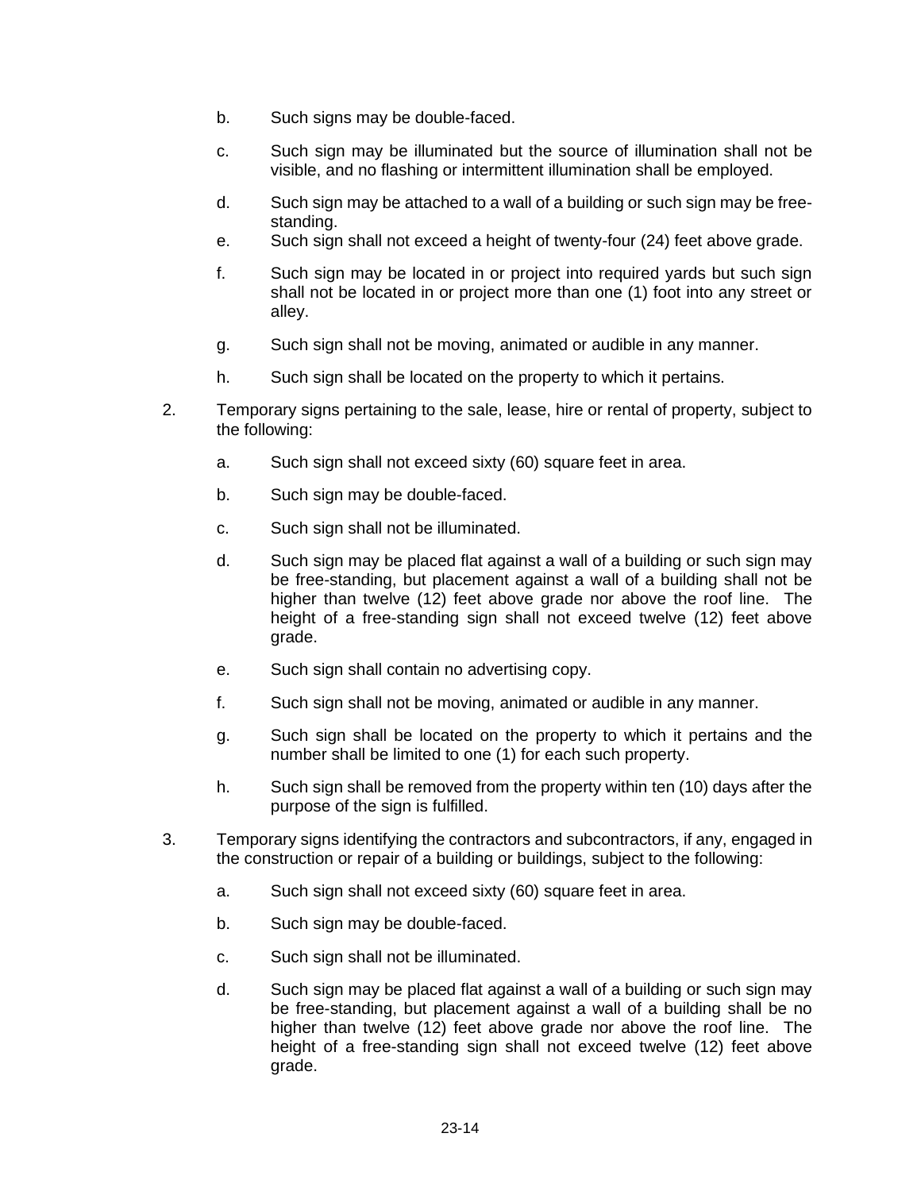b. Such signs may be double-faced.

c. Such sign may be illuminated but the source of illumination shall not be visible, and no flashing or intermittent illumination shall be employed.

d. Such sign may be attached to a wall of a building or such sign may be free-standing.

e. Such sign shall not exceed a height of twenty-four (24) feet above grade.

f. Such sign may be located in or project into required yards but such sign shall not be located in or project more than one (1) foot into any street or alley.

g. Such sign shall not be moving, animated or audible in any manner.

h. Such sign shall be located on the property to which it pertains.

2. Temporary signs pertaining to the sale, lease, hire or rental of property, subject to the following:

   a. Such sign shall not exceed sixty (60) square feet in area.

   b. Such sign may be double-faced.

   c. Such sign shall not be illuminated.

   d. Such sign may be placed flat against a wall of a building or such sign may be free-standing, but placement against a wall of a building shall not be higher than twelve (12) feet above grade nor above the roof line. The height of a free-standing sign shall not exceed twelve (12) feet above grade.

   e. Such sign shall contain no advertising copy.

   f. Such sign shall not be moving, animated or audible in any manner.

   g. Such sign shall be located on the property to which it pertains and the number shall be limited to one (1) for each such property.

   h. Such sign shall be removed from the property within ten (10) days after the purpose of the sign is fulfilled.

3. Temporary signs identifying the contractors and subcontractors, if any, engaged in the construction or repair of a building or buildings, subject to the following:

   a. Such sign shall not exceed sixty (60) square feet in area.

   b. Such sign may be double-faced.

   c. Such sign shall not be illuminated.

   d. Such sign may be placed flat against a wall of a building or such sign may be free-standing, but placement against a wall of a building shall be no higher than twelve (12) feet above grade nor above the roof line. The height of a free-standing sign shall not exceed twelve (12) feet above grade.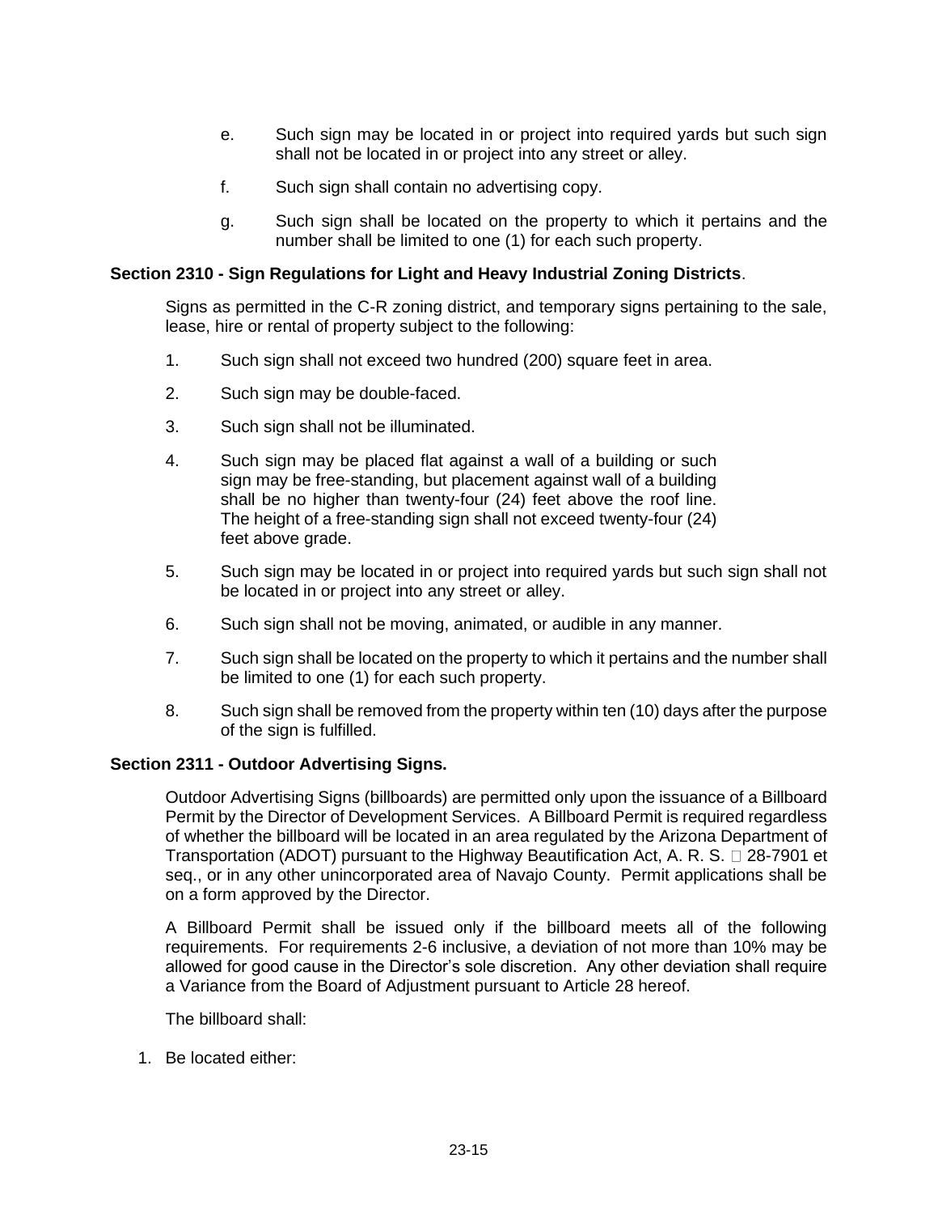e. Such sign may be located in or project into required yards but such sign shall not be located in or project into any street or alley.

f. Such sign shall contain no advertising copy.

g. Such sign shall be located on the property to which it pertains and the number shall be limited to one (1) for each such property.

**Section 2310 - Sign Regulations for Light and Heavy Industrial Zoning Districts**.

Signs as permitted in the C-R zoning district, and temporary signs pertaining to the sale, lease, hire or rental of property subject to the following:

1. Such sign shall not exceed two hundred (200) square feet in area.
2. Such sign may be double-faced.
3. Such sign shall not be illuminated.
4. Such sign may be placed flat against a wall of a building or such sign may be free-standing, but placement against wall of a building shall be no higher than twenty-four (24) feet above the roof line. The height of a free-standing sign shall not exceed twenty-four (24) feet above grade.
5. Such sign may be located in or project into required yards but such sign shall not be located in or project into any street or alley.
6. Such sign shall not be moving, animated, or audible in any manner.
7. Such sign shall be located on the property to which it pertains and the number shall be limited to one (1) for each such property.
8. Such sign shall be removed from the property within ten (10) days after the purpose of the sign is fulfilled.

**Section 2311 - Outdoor Advertising Signs.**

Outdoor Advertising Signs (billboards) are permitted only upon the issuance of a Billboard Permit by the Director of Development Services. A Billboard Permit is required regardless of whether the billboard will be located in an area regulated by the Arizona Department of Transportation (ADOT) pursuant to the Highway Beautification Act, A. R. S. § 28-7901 et seq., or in any other unincorporated area of Navajo County. Permit applications shall be on a form approved by the Director.

A Billboard Permit shall be issued only if the billboard meets all of the following requirements. For requirements 2-6 inclusive, a deviation of not more than 10% may be allowed for good cause in the Director's sole discretion. Any other deviation shall require a Variance from the Board of Adjustment pursuant to Article 28 hereof.

The billboard shall:

1. Be located either: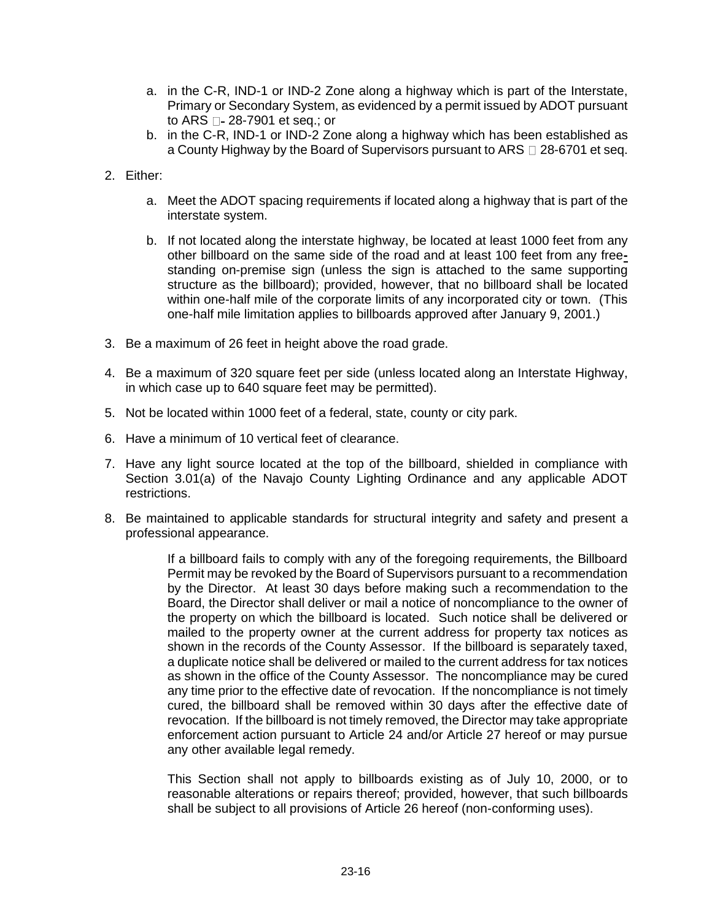a. in the C-R, IND-1 or IND-2 Zone along a highway which is part of the Interstate, Primary or Secondary System, as evidenced by a permit issued by ADOT pursuant to ARS §- 28-7901 et seq.; or
b. in the C-R, IND-1 or IND-2 Zone along a highway which has been established as a County Highway by the Board of Supervisors pursuant to ARS § 28-6701 et seq.

2. Either:

   a. Meet the ADOT spacing requirements if located along a highway that is part of the interstate system.

   b. If not located along the interstate highway, be located at least 1000 feet from any other billboard on the same side of the road and at least 100 feet from any free-standing on-premise sign (unless the sign is attached to the same supporting structure as the billboard); provided, however, that no billboard shall be located within one-half mile of the corporate limits of any incorporated city or town. (This one-half mile limitation applies to billboards approved after January 9, 2001.)

3. Be a maximum of 26 feet in height above the road grade.

4. Be a maximum of 320 square feet per side (unless located along an Interstate Highway, in which case up to 640 square feet may be permitted).

5. Not be located within 1000 feet of a federal, state, county or city park.

6. Have a minimum of 10 vertical feet of clearance.

7. Have any light source located at the top of the billboard, shielded in compliance with Section 3.01(a) of the Navajo County Lighting Ordinance and any applicable ADOT restrictions.

8. Be maintained to applicable standards for structural integrity and safety and present a professional appearance.

If a billboard fails to comply with any of the foregoing requirements, the Billboard Permit may be revoked by the Board of Supervisors pursuant to a recommendation by the Director. At least 30 days before making such a recommendation to the Board, the Director shall deliver or mail a notice of noncompliance to the owner of the property on which the billboard is located. Such notice shall be delivered or mailed to the property owner at the current address for property tax notices as shown in the records of the County Assessor. If the billboard is separately taxed, a duplicate notice shall be delivered or mailed to the current address for tax notices as shown in the office of the County Assessor. The noncompliance may be cured any time prior to the effective date of revocation. If the noncompliance is not timely cured, the billboard shall be removed within 30 days after the effective date of revocation. If the billboard is not timely removed, the Director may take appropriate enforcement action pursuant to Article 24 and/or Article 27 hereof or may pursue any other available legal remedy.

This Section shall not apply to billboards existing as of July 10, 2000, or to reasonable alterations or repairs thereof; provided, however, that such billboards shall be subject to all provisions of Article 26 hereof (non-conforming uses).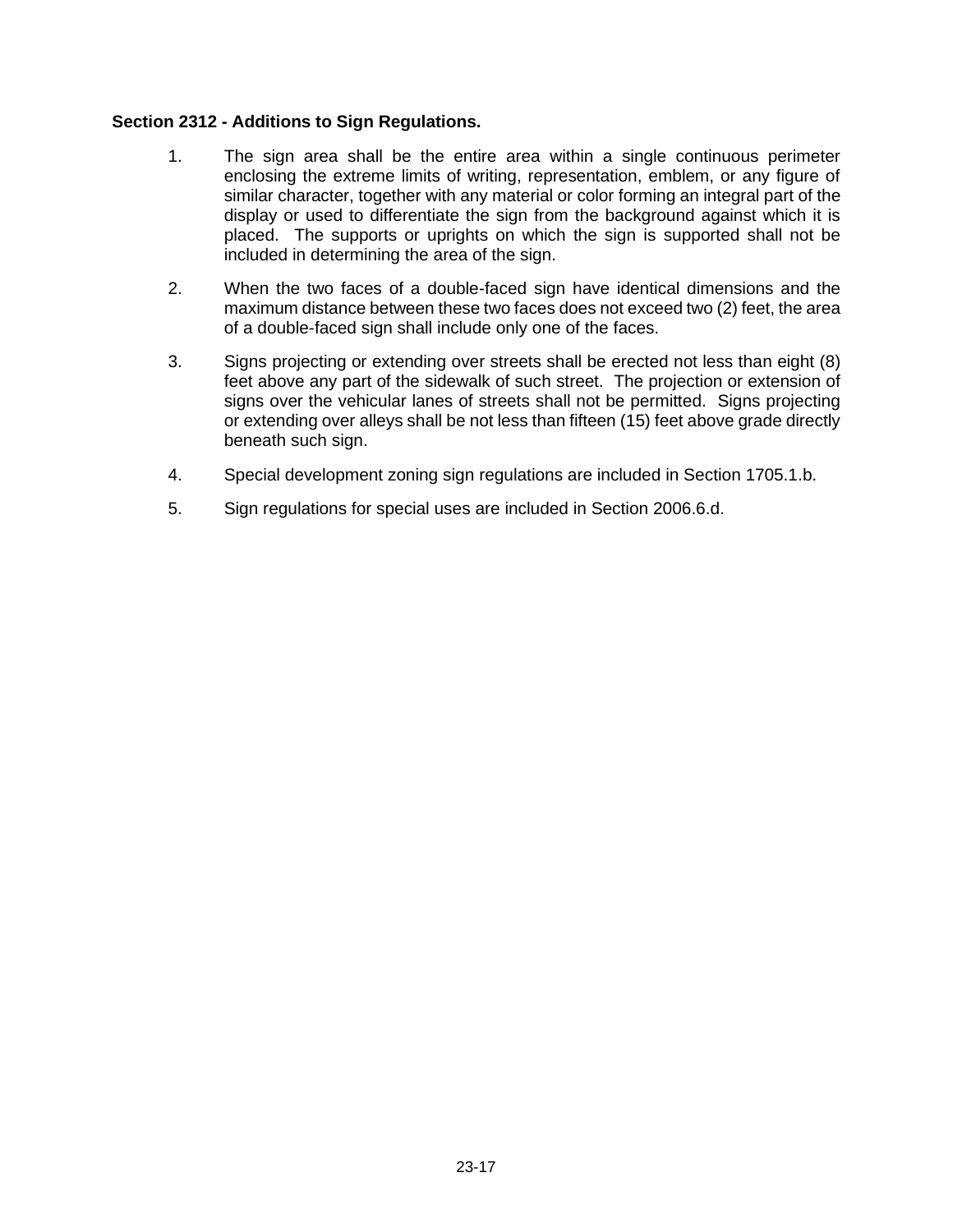**Section 2312 - Additions to Sign Regulations.**

1. The sign area shall be the entire area within a single continuous perimeter enclosing the extreme limits of writing, representation, emblem, or any figure of similar character, together with any material or color forming an integral part of the display or used to differentiate the sign from the background against which it is placed. The supports or uprights on which the sign is supported shall not be included in determining the area of the sign.

2. When the two faces of a double-faced sign have identical dimensions and the maximum distance between these two faces does not exceed two (2) feet, the area of a double-faced sign shall include only one of the faces.

3. Signs projecting or extending over streets shall be erected not less than eight (8) feet above any part of the sidewalk of such street. The projection or extension of signs over the vehicular lanes of streets shall not be permitted. Signs projecting or extending over alleys shall be not less than fifteen (15) feet above grade directly beneath such sign.

4. Special development zoning sign regulations are included in Section 1705.1.b.

5. Sign regulations for special uses are included in Section 2006.6.d.